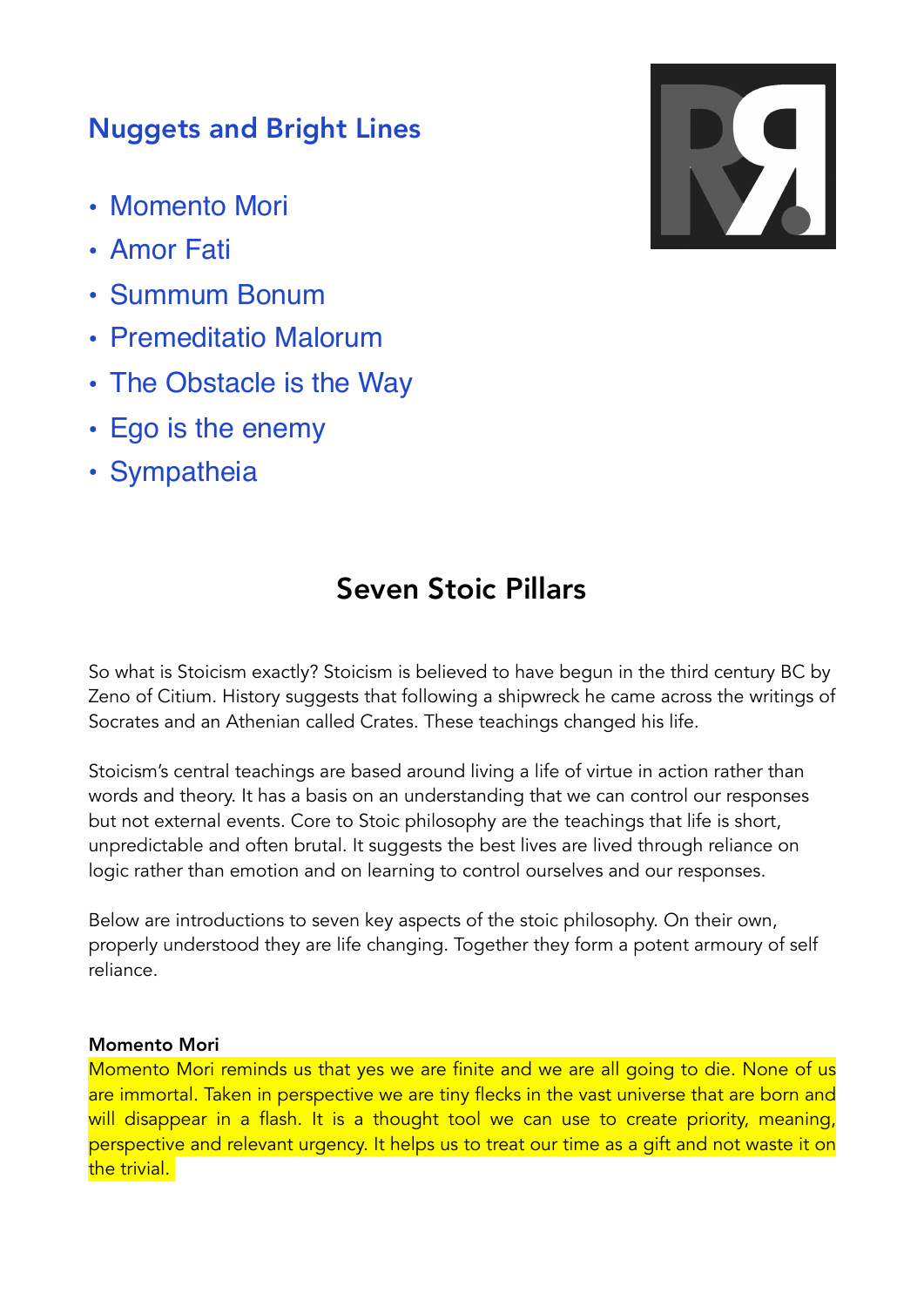## Nuggets and Bright Lines

- Momento Mori
- Amor Fati
- Summum Bonum
- Premeditatio Malorum
- The Obstacle is the Way
- Ego is the enemy
- Sympatheia

# Seven Stoic Pillars

So what is Stoicism exactly? Stoicism is believed to have begun in the third century BC by Zeno of Citium. History suggests that following a shipwreck he came across the writings of Socrates and an Athenian called Crates. These teachings changed his life.

Stoicism's central teachings are based around living a life of virtue in action rather than words and theory. It has a basis on an understanding that we can control our responses but not external events. Core to Stoic philosophy are the teachings that life is short, unpredictable and often brutal. It suggests the best lives are lived through reliance on logic rather than emotion and on learning to control ourselves and our responses.

Below are introductions to seven key aspects of the stoic philosophy. On their own, properly understood they are life changing. Together they form a potent armoury of self reliance.

**Momento Mori**

Momento Mori reminds us that yes we are finite and we are all going to die. None of us are immortal. Taken in perspective we are tiny flecks in the vast universe that are born and will disappear in a flash. It is a thought tool we can use to create priority, meaning, perspective and relevant urgency. It helps us to treat our time as a gift and not waste it on the trivial.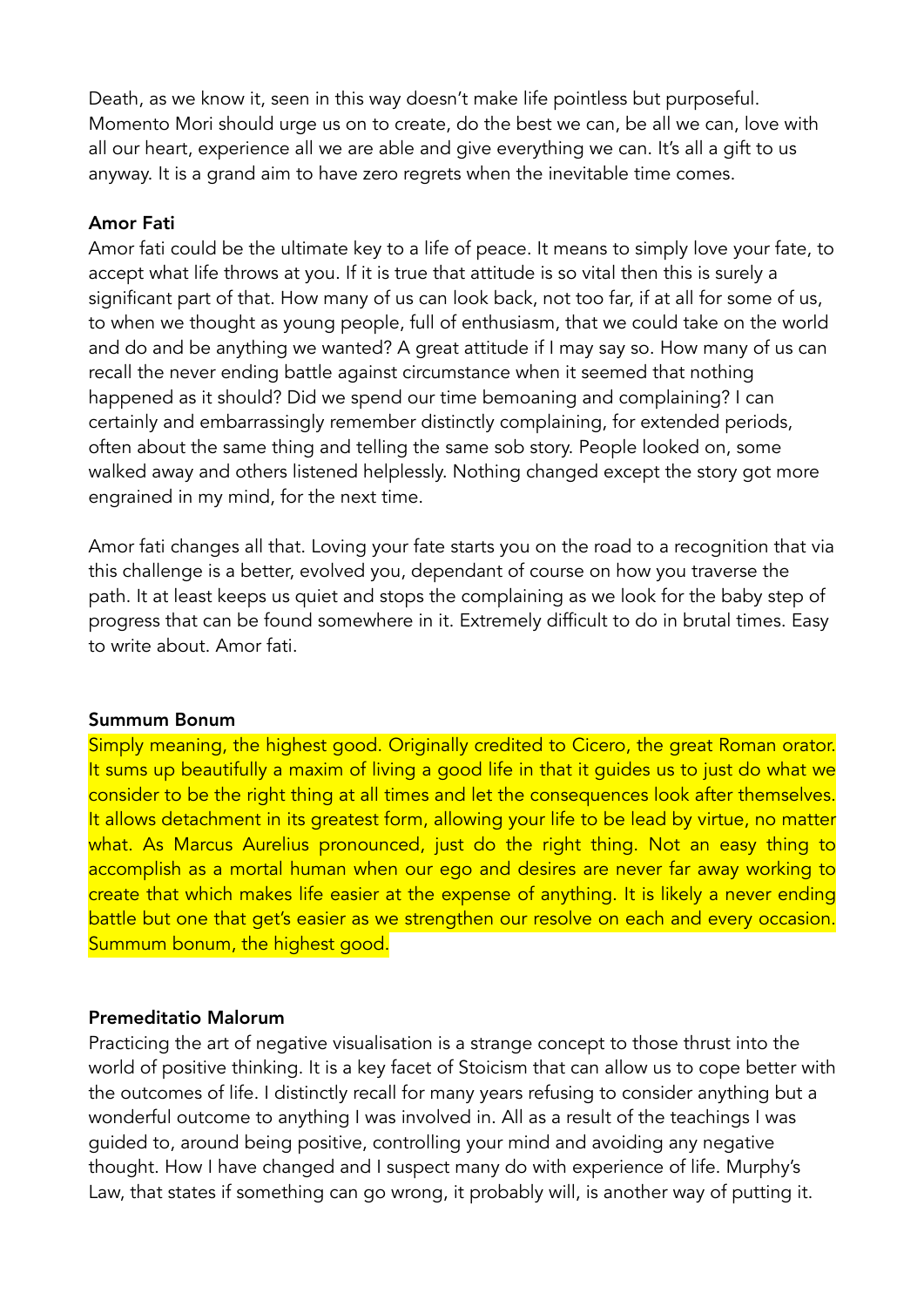Death, as we know it, seen in this way doesn't make life pointless but purposeful. Momento Mori should urge us on to create, do the best we can, be all we can, love with all our heart, experience all we are able and give everything we can. It's all a gift to us anyway. It is a grand aim to have zero regrets when the inevitable time comes.

**Amor Fati**

Amor fati could be the ultimate key to a life of peace. It means to simply love your fate, to accept what life throws at you. If it is true that attitude is so vital then this is surely a significant part of that. How many of us can look back, not too far, if at all for some of us, to when we thought as young people, full of enthusiasm, that we could take on the world and do and be anything we wanted? A great attitude if I may say so. How many of us can recall the never ending battle against circumstance when it seemed that nothing happened as it should? Did we spend our time bemoaning and complaining? I can certainly and embarrassingly remember distinctly complaining, for extended periods, often about the same thing and telling the same sob story. People looked on, some walked away and others listened helplessly. Nothing changed except the story got more engrained in my mind, for the next time.

Amor fati changes all that. Loving your fate starts you on the road to a recognition that via this challenge is a better, evolved you, dependant of course on how you traverse the path. It at least keeps us quiet and stops the complaining as we look for the baby step of progress that can be found somewhere in it. Extremely difficult to do in brutal times. Easy to write about. Amor fati.

**Summum Bonum**

Simply meaning, the highest good. Originally credited to Cicero, the great Roman orator. It sums up beautifully a maxim of living a good life in that it guides us to just do what we consider to be the right thing at all times and let the consequences look after themselves. It allows detachment in its greatest form, allowing your life to be lead by virtue, no matter what. As Marcus Aurelius pronounced, just do the right thing. Not an easy thing to accomplish as a mortal human when our ego and desires are never far away working to create that which makes life easier at the expense of anything. It is likely a never ending battle but one that get's easier as we strengthen our resolve on each and every occasion. Summum bonum, the highest good.

**Premeditatio Malorum**

Practicing the art of negative visualisation is a strange concept to those thrust into the world of positive thinking. It is a key facet of Stoicism that can allow us to cope better with the outcomes of life. I distinctly recall for many years refusing to consider anything but a wonderful outcome to anything I was involved in. All as a result of the teachings I was guided to, around being positive, controlling your mind and avoiding any negative thought. How I have changed and I suspect many do with experience of life. Murphy's Law, that states if something can go wrong, it probably will, is another way of putting it.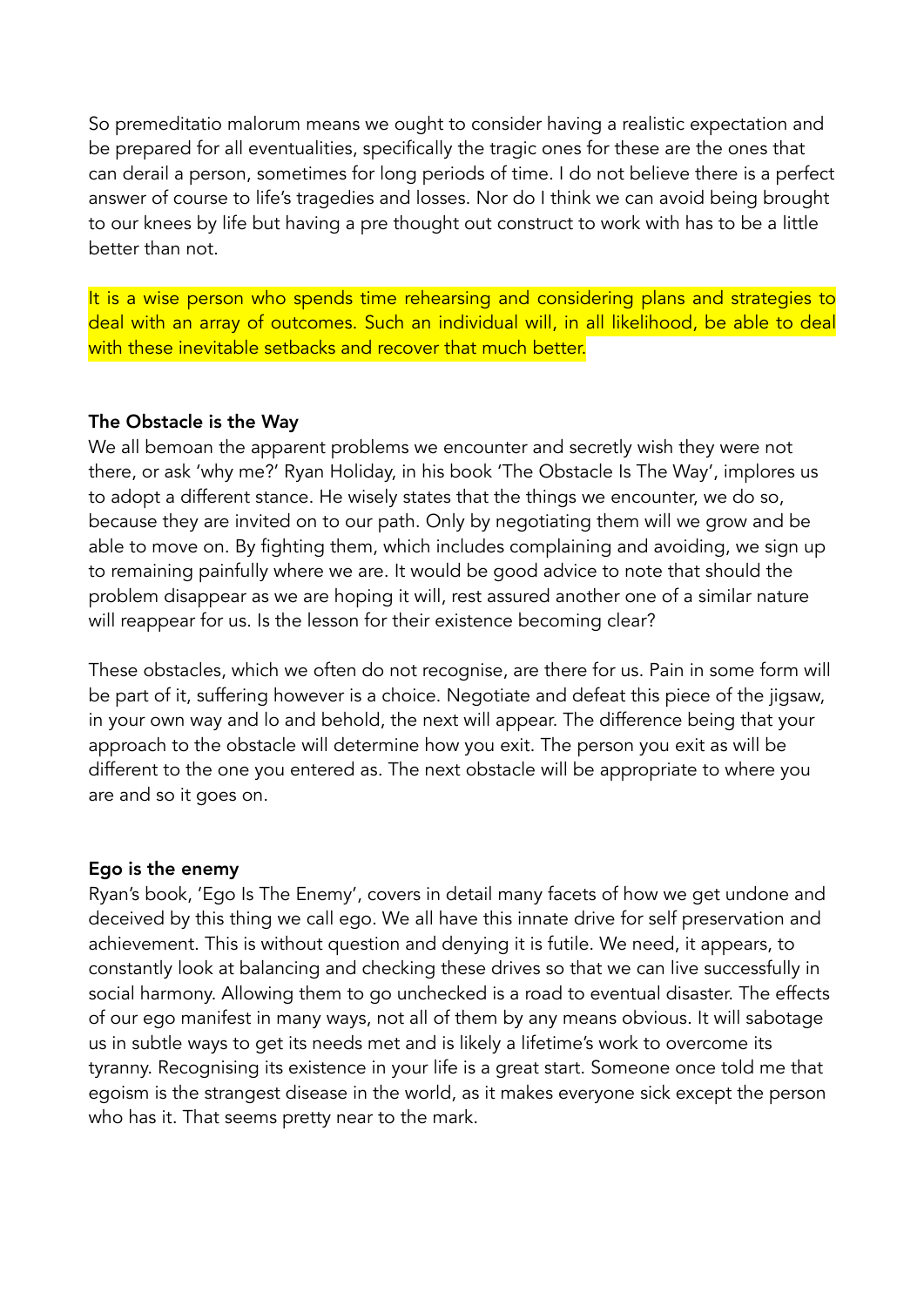So premeditatio malorum means we ought to consider having a realistic expectation and be prepared for all eventualities, specifically the tragic ones for these are the ones that can derail a person, sometimes for long periods of time. I do not believe there is a perfect answer of course to life's tragedies and losses. Nor do I think we can avoid being brought to our knees by life but having a pre thought out construct to work with has to be a little better than not.

It is a wise person who spends time rehearsing and considering plans and strategies to deal with an array of outcomes. Such an individual will, in all likelihood, be able to deal with these inevitable setbacks and recover that much better.

**The Obstacle is the Way**

We all bemoan the apparent problems we encounter and secretly wish they were not there, or ask 'why me?' Ryan Holiday, in his book 'The Obstacle Is The Way', implores us to adopt a different stance. He wisely states that the things we encounter, we do so, because they are invited on to our path. Only by negotiating them will we grow and be able to move on. By fighting them, which includes complaining and avoiding, we sign up to remaining painfully where we are. It would be good advice to note that should the problem disappear as we are hoping it will, rest assured another one of a similar nature will reappear for us. Is the lesson for their existence becoming clear?

These obstacles, which we often do not recognise, are there for us. Pain in some form will be part of it, suffering however is a choice. Negotiate and defeat this piece of the jigsaw, in your own way and lo and behold, the next will appear. The difference being that your approach to the obstacle will determine how you exit. The person you exit as will be different to the one you entered as. The next obstacle will be appropriate to where you are and so it goes on.

**Ego is the enemy**

Ryan's book, 'Ego Is The Enemy', covers in detail many facets of how we get undone and deceived by this thing we call ego. We all have this innate drive for self preservation and achievement. This is without question and denying it is futile. We need, it appears, to constantly look at balancing and checking these drives so that we can live successfully in social harmony. Allowing them to go unchecked is a road to eventual disaster. The effects of our ego manifest in many ways, not all of them by any means obvious. It will sabotage us in subtle ways to get its needs met and is likely a lifetime's work to overcome its tyranny. Recognising its existence in your life is a great start. Someone once told me that egoism is the strangest disease in the world, as it makes everyone sick except the person who has it. That seems pretty near to the mark.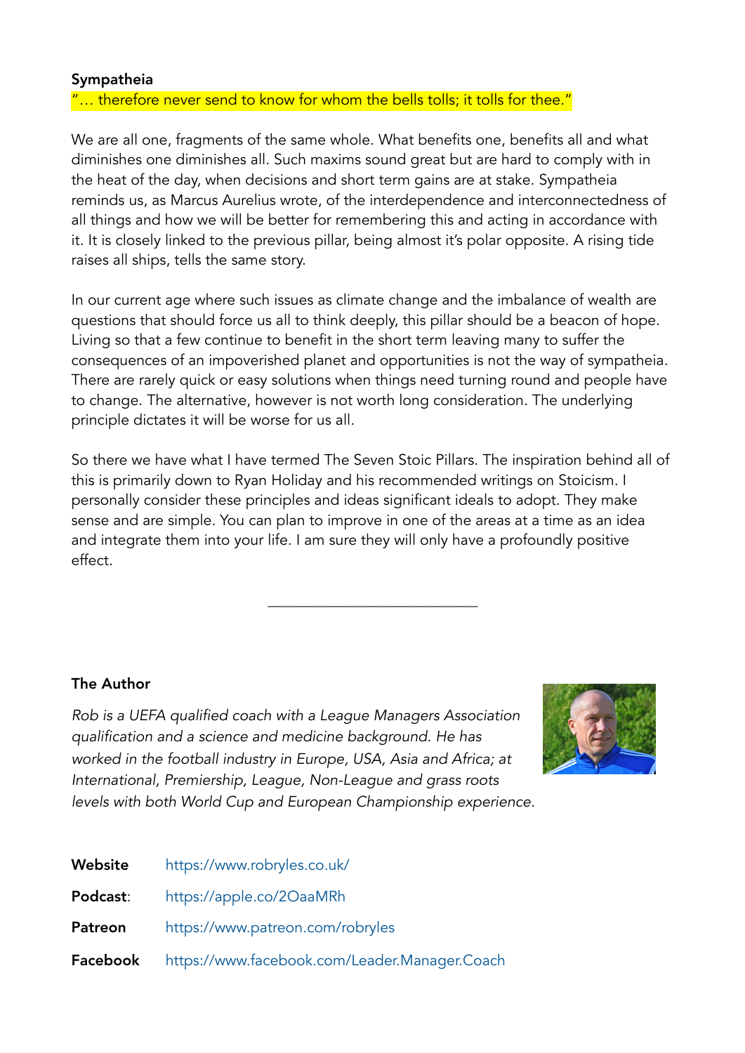**Sympatheia**

"… therefore never send to know for whom the bells tolls; it tolls for thee."

We are all one, fragments of the same whole. What benefits one, benefits all and what diminishes one diminishes all. Such maxims sound great but are hard to comply with in the heat of the day, when decisions and short term gains are at stake. Sympatheia reminds us, as Marcus Aurelius wrote, of the interdependence and interconnectedness of all things and how we will be better for remembering this and acting in accordance with it. It is closely linked to the previous pillar, being almost it's polar opposite. A rising tide raises all ships, tells the same story.

In our current age where such issues as climate change and the imbalance of wealth are questions that should force us all to think deeply, this pillar should be a beacon of hope. Living so that a few continue to benefit in the short term leaving many to suffer the consequences of an impoverished planet and opportunities is not the way of sympatheia. There are rarely quick or easy solutions when things need turning round and people have to change. The alternative, however is not worth long consideration. The underlying principle dictates it will be worse for us all.

So there we have what I have termed The Seven Stoic Pillars. The inspiration behind all of this is primarily down to Ryan Holiday and his recommended writings on Stoicism. I personally consider these principles and ideas significant ideals to adopt. They make sense and are simple. You can plan to improve in one of the areas at a time as an idea and integrate them into your life. I am sure they will only have a profoundly positive effect.

---

**The Author**

*Rob is a UEFA qualified coach with a League Managers Association qualification and a science and medicine background. He has worked in the football industry in Europe, USA, Asia and Africa; at International, Premiership, League, Non-League and grass roots levels with both World Cup and European Championship experience.*

| | |
|---|---|
| **Website** | https://www.robryles.co.uk/ |
| **Podcast**: | https://apple.co/2OaaMRh |
| **Patreon** | https://www.patreon.com/robryles |
| **Facebook** | https://www.facebook.com/Leader.Manager.Coach |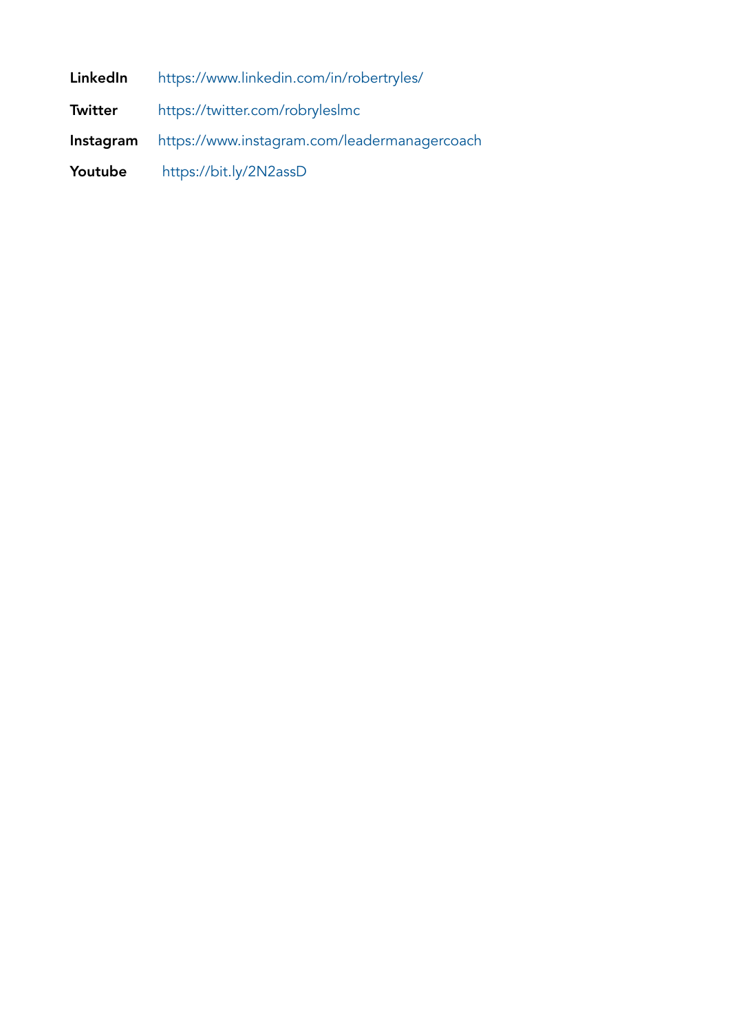| | |
|---|---|
| **LinkedIn** | https://www.linkedin.com/in/robertryles/ |
| **Twitter** | https://twitter.com/robryleslmc |
| **Instagram** | https://www.instagram.com/leadermanagercoach |
| **Youtube** | https://bit.ly/2N2assD |